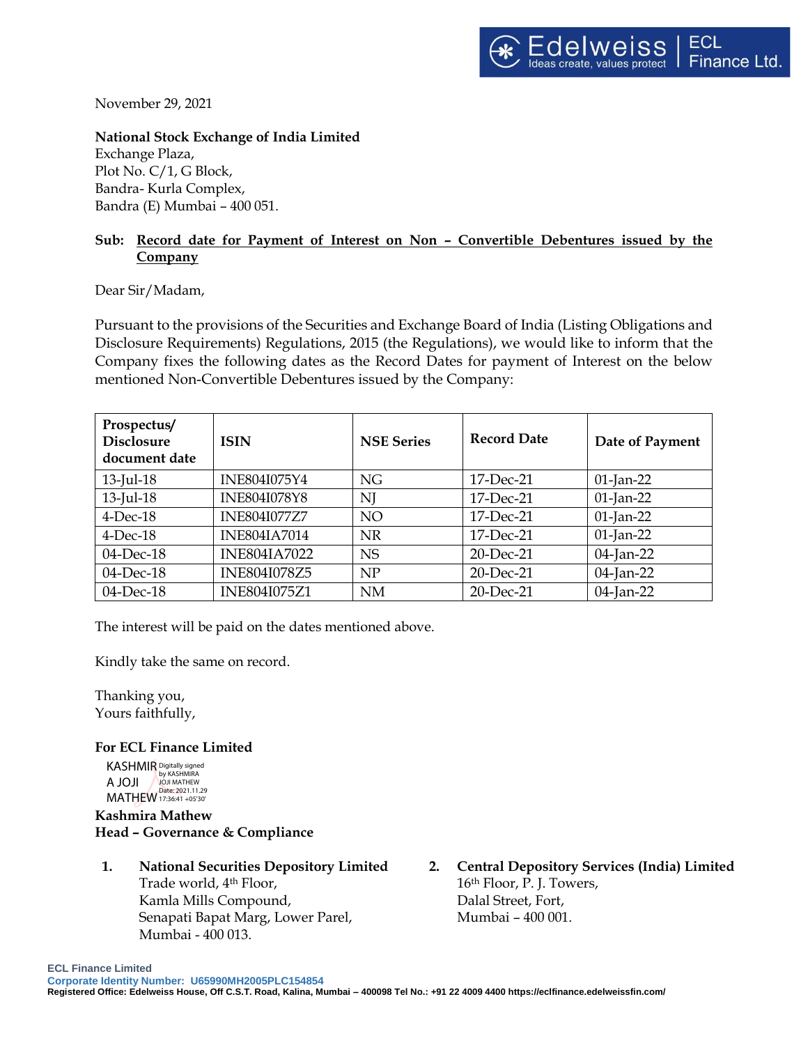Edelweiss | ECL Finance Ltd.
Ideas create, values protect

November 29, 2021

**National Stock Exchange of India Limited**
Exchange Plaza,
Plot No. C/1, G Block,
Bandra- Kurla Complex,
Bandra (E) Mumbai – 400 051.

**Sub: Record date for Payment of Interest on Non – Convertible Debentures issued by the Company**

Dear Sir/Madam,

Pursuant to the provisions of the Securities and Exchange Board of India (Listing Obligations and Disclosure Requirements) Regulations, 2015 (the Regulations), we would like to inform that the Company fixes the following dates as the Record Dates for payment of Interest on the below mentioned Non-Convertible Debentures issued by the Company:

| Prospectus/ Disclosure document date | ISIN | NSE Series | Record Date | Date of Payment |
|---|---|---|---|---|
| 13-Jul-18 | INE804I075Y4 | NG | 17-Dec-21 | 01-Jan-22 |
| 13-Jul-18 | INE804I078Y8 | NJ | 17-Dec-21 | 01-Jan-22 |
| 4-Dec-18 | INE804I077Z7 | NO | 17-Dec-21 | 01-Jan-22 |
| 4-Dec-18 | INE804IA7014 | NR | 17-Dec-21 | 01-Jan-22 |
| 04-Dec-18 | INE804IA7022 | NS | 20-Dec-21 | 04-Jan-22 |
| 04-Dec-18 | INE804I078Z5 | NP | 20-Dec-21 | 04-Jan-22 |
| 04-Dec-18 | INE804I075Z1 | NM | 20-Dec-21 | 04-Jan-22 |

The interest will be paid on the dates mentioned above.

Kindly take the same on record.

Thanking you,
Yours faithfully,

**For ECL Finance Limited**

KASHMIRA JOJI MATHEW
Digitally signed by KASHMIRA JOJI MATHEW
Date: 2021.11.29 17:36:41 +05'30'

**Kashmira Mathew**
**Head – Governance & Compliance**

1. **National Securities Depository Limited**
   Trade world, 4th Floor,
   Kamla Mills Compound,
   Senapati Bapat Marg, Lower Parel,
   Mumbai - 400 013.

2. **Central Depository Services (India) Limited**
   16th Floor, P. J. Towers,
   Dalal Street, Fort,
   Mumbai – 400 001.

**ECL Finance Limited**
**Corporate Identity Number: U65990MH2005PLC154854**
**Registered Office: Edelweiss House, Off C.S.T. Road, Kalina, Mumbai – 400098 Tel No.: +91 22 4009 4400 https://eclfinance.edelweissfin.com/**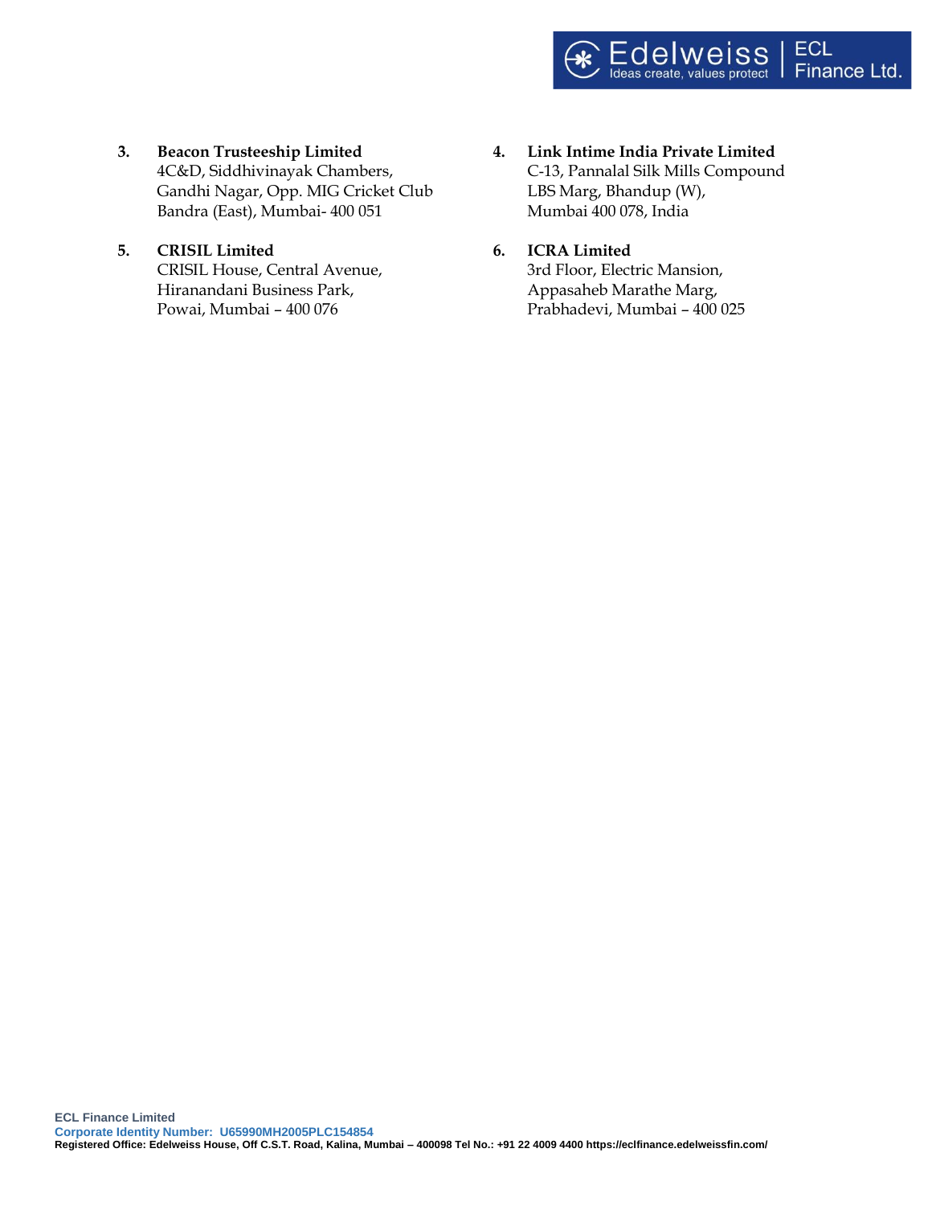3. **Beacon Trusteeship Limited**
   4C&D, Siddhivinayak Chambers,
   Gandhi Nagar, Opp. MIG Cricket Club
   Bandra (East), Mumbai- 400 051

4. **Link Intime India Private Limited**
   C-13, Pannalal Silk Mills Compound
   LBS Marg, Bhandup (W),
   Mumbai 400 078, India

5. **CRISIL Limited**
   CRISIL House, Central Avenue,
   Hiranandani Business Park,
   Powai, Mumbai – 400 076

6. **ICRA Limited**
   3rd Floor, Electric Mansion,
   Appasaheb Marathe Marg,
   Prabhadevi, Mumbai – 400 025